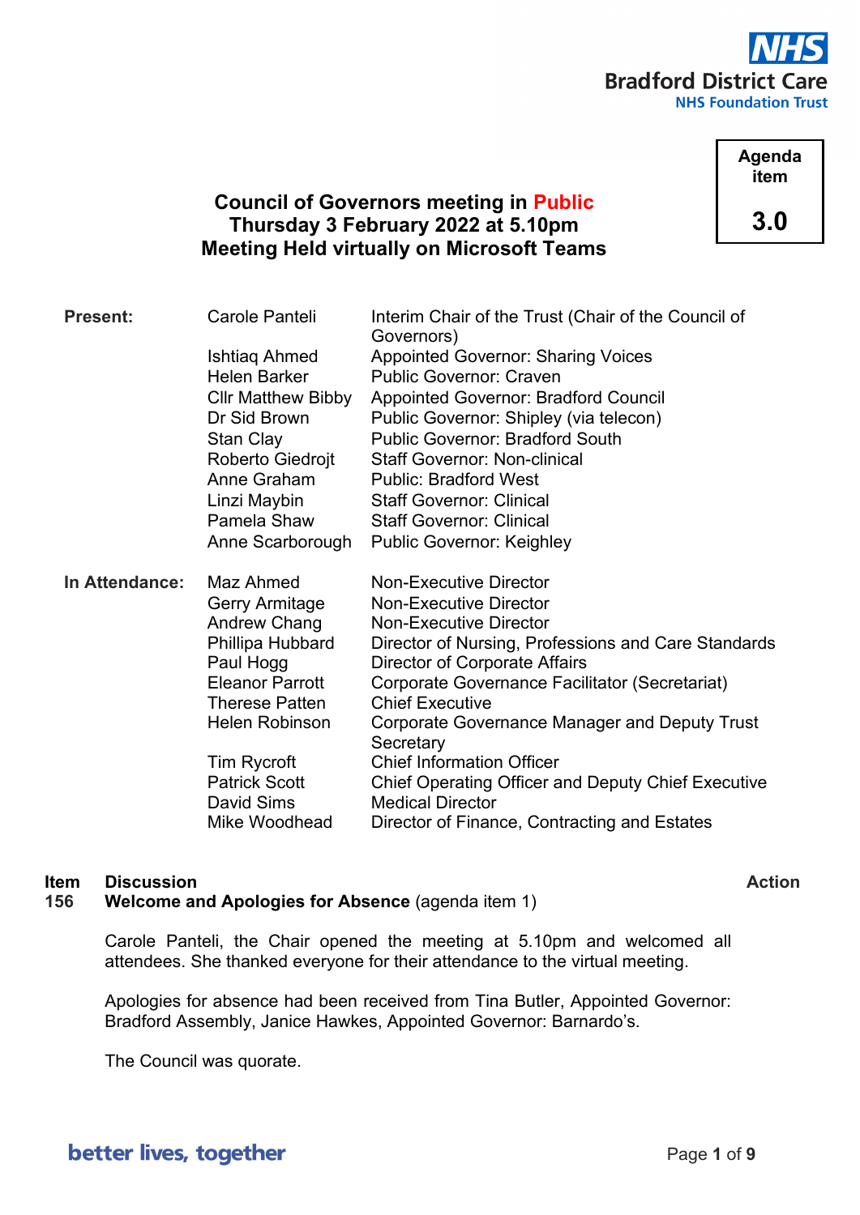NHS
Bradford District Care
NHS Foundation Trust

**Agenda item**

**3.0**

# Council of Governors meeting in Public
## Thursday 3 February 2022 at 5.10pm
## Meeting Held virtually on Microsoft Teams

| | | |
|---|---|---|
| **Present:** | Carole Panteli | Interim Chair of the Trust (Chair of the Council of Governors) |
| | Ishtiaq Ahmed | Appointed Governor: Sharing Voices |
| | Helen Barker | Public Governor: Craven |
| | Cllr Matthew Bibby | Appointed Governor: Bradford Council |
| | Dr Sid Brown | Public Governor: Shipley (via telecon) |
| | Stan Clay | Public Governor: Bradford South |
| | Roberto Giedrojt | Staff Governor: Non-clinical |
| | Anne Graham | Public: Bradford West |
| | Linzi Maybin | Staff Governor: Clinical |
| | Pamela Shaw | Staff Governor: Clinical |
| | Anne Scarborough | Public Governor: Keighley |
| **In Attendance:** | Maz Ahmed | Non-Executive Director |
| | Gerry Armitage | Non-Executive Director |
| | Andrew Chang | Non-Executive Director |
| | Phillipa Hubbard | Director of Nursing, Professions and Care Standards |
| | Paul Hogg | Director of Corporate Affairs |
| | Eleanor Parrott | Corporate Governance Facilitator (Secretariat) |
| | Therese Patten | Chief Executive |
| | Helen Robinson | Corporate Governance Manager and Deputy Trust Secretary |
| | Tim Rycroft | Chief Information Officer |
| | Patrick Scott | Chief Operating Officer and Deputy Chief Executive |
| | David Sims | Medical Director |
| | Mike Woodhead | Director of Finance, Contracting and Estates |

**Item** **Discussion** **Action**

**156** **Welcome and Apologies for Absence** (agenda item 1)

Carole Panteli, the Chair opened the meeting at 5.10pm and welcomed all attendees. She thanked everyone for their attendance to the virtual meeting.

Apologies for absence had been received from Tina Butler, Appointed Governor: Bradford Assembly, Janice Hawkes, Appointed Governor: Barnardo's.

The Council was quorate.

better lives, together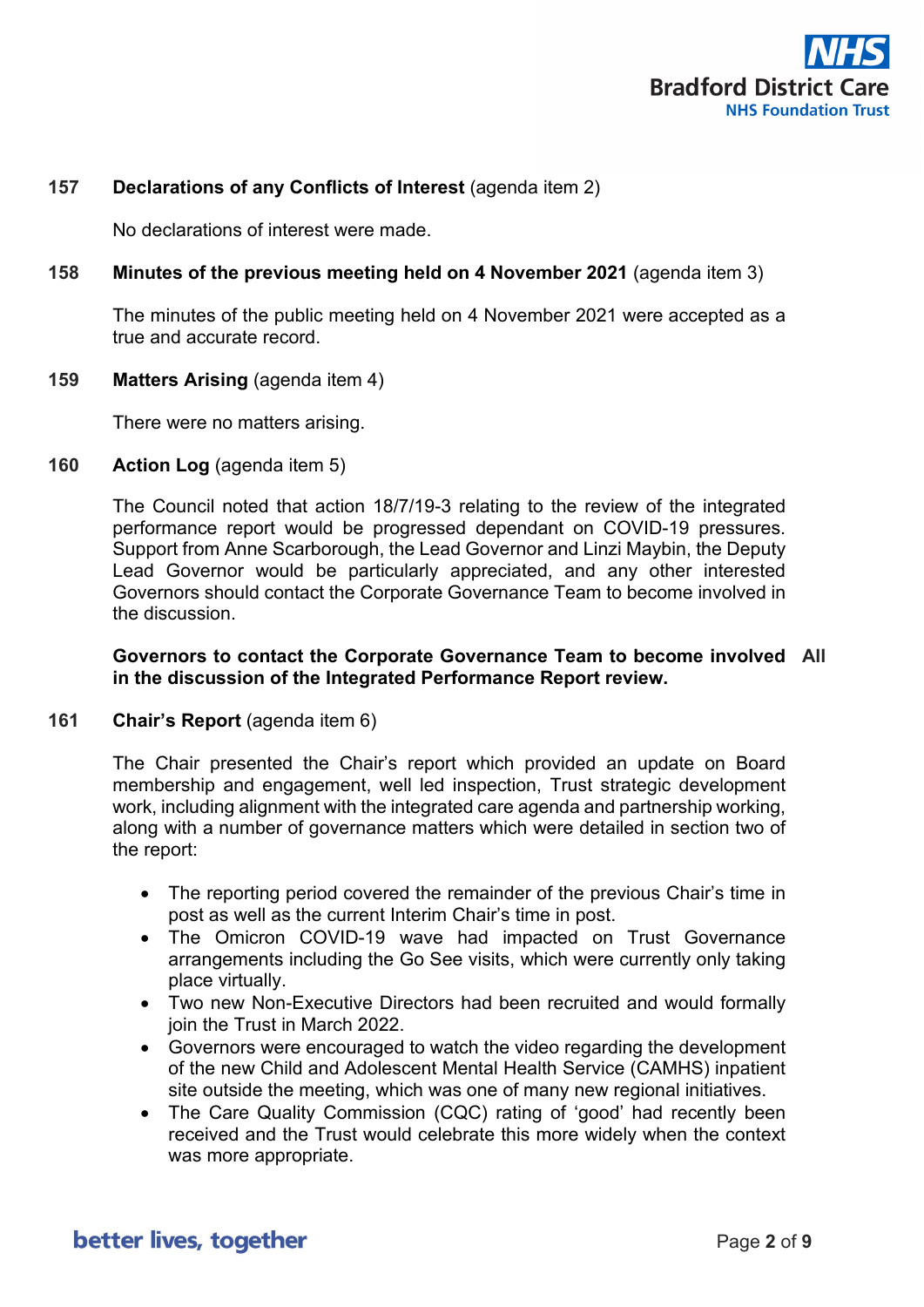**157 Declarations of any Conflicts of Interest** (agenda item 2)

No declarations of interest were made.

**158 Minutes of the previous meeting held on 4 November 2021** (agenda item 3)

The minutes of the public meeting held on 4 November 2021 were accepted as a true and accurate record.

**159 Matters Arising** (agenda item 4)

There were no matters arising.

**160 Action Log** (agenda item 5)

The Council noted that action 18/7/19-3 relating to the review of the integrated performance report would be progressed dependant on COVID-19 pressures. Support from Anne Scarborough, the Lead Governor and Linzi Maybin, the Deputy Lead Governor would be particularly appreciated, and any other interested Governors should contact the Corporate Governance Team to become involved in the discussion.

**Governors to contact the Corporate Governance Team to become involved in the discussion of the Integrated Performance Report review.** **All**

**161 Chair's Report** (agenda item 6)

The Chair presented the Chair's report which provided an update on Board membership and engagement, well led inspection, Trust strategic development work, including alignment with the integrated care agenda and partnership working, along with a number of governance matters which were detailed in section two of the report:

- The reporting period covered the remainder of the previous Chair's time in post as well as the current Interim Chair's time in post.
- The Omicron COVID-19 wave had impacted on Trust Governance arrangements including the Go See visits, which were currently only taking place virtually.
- Two new Non-Executive Directors had been recruited and would formally join the Trust in March 2022.
- Governors were encouraged to watch the video regarding the development of the new Child and Adolescent Mental Health Service (CAMHS) inpatient site outside the meeting, which was one of many new regional initiatives.
- The Care Quality Commission (CQC) rating of 'good' had recently been received and the Trust would celebrate this more widely when the context was more appropriate.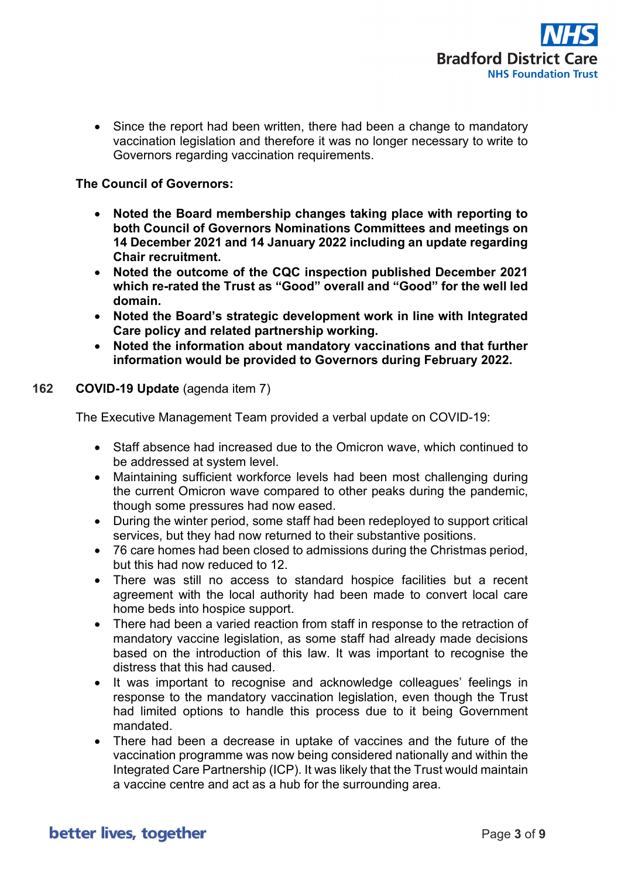- Since the report had been written, there had been a change to mandatory vaccination legislation and therefore it was no longer necessary to write to Governors regarding vaccination requirements.

**The Council of Governors:**

- **Noted the Board membership changes taking place with reporting to both Council of Governors Nominations Committees and meetings on 14 December 2021 and 14 January 2022 including an update regarding Chair recruitment.**
- **Noted the outcome of the CQC inspection published December 2021 which re-rated the Trust as "Good" overall and "Good" for the well led domain.**
- **Noted the Board's strategic development work in line with Integrated Care policy and related partnership working.**
- **Noted the information about mandatory vaccinations and that further information would be provided to Governors during February 2022.**

**162 COVID-19 Update** (agenda item 7)

The Executive Management Team provided a verbal update on COVID-19:

- Staff absence had increased due to the Omicron wave, which continued to be addressed at system level.
- Maintaining sufficient workforce levels had been most challenging during the current Omicron wave compared to other peaks during the pandemic, though some pressures had now eased.
- During the winter period, some staff had been redeployed to support critical services, but they had now returned to their substantive positions.
- 76 care homes had been closed to admissions during the Christmas period, but this had now reduced to 12.
- There was still no access to standard hospice facilities but a recent agreement with the local authority had been made to convert local care home beds into hospice support.
- There had been a varied reaction from staff in response to the retraction of mandatory vaccine legislation, as some staff had already made decisions based on the introduction of this law. It was important to recognise the distress that this had caused.
- It was important to recognise and acknowledge colleagues' feelings in response to the mandatory vaccination legislation, even though the Trust had limited options to handle this process due to it being Government mandated.
- There had been a decrease in uptake of vaccines and the future of the vaccination programme was now being considered nationally and within the Integrated Care Partnership (ICP). It was likely that the Trust would maintain a vaccine centre and act as a hub for the surrounding area.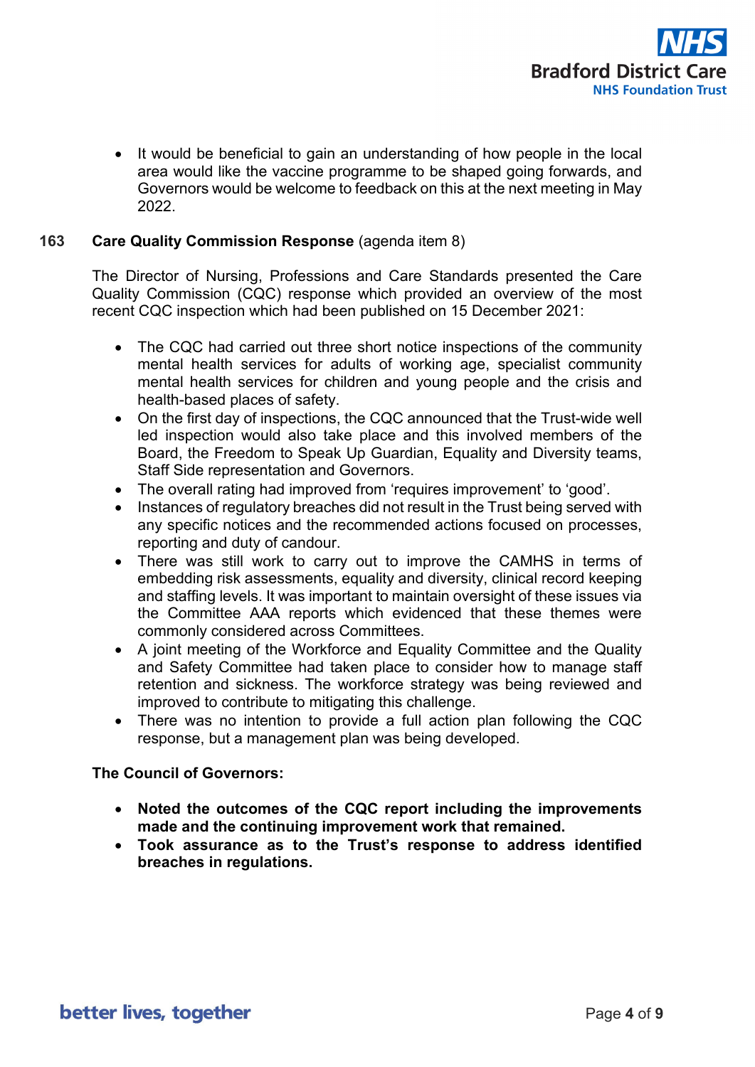- It would be beneficial to gain an understanding of how people in the local area would like the vaccine programme to be shaped going forwards, and Governors would be welcome to feedback on this at the next meeting in May 2022.

**163 Care Quality Commission Response** (agenda item 8)

The Director of Nursing, Professions and Care Standards presented the Care Quality Commission (CQC) response which provided an overview of the most recent CQC inspection which had been published on 15 December 2021:

- The CQC had carried out three short notice inspections of the community mental health services for adults of working age, specialist community mental health services for children and young people and the crisis and health-based places of safety.
- On the first day of inspections, the CQC announced that the Trust-wide well led inspection would also take place and this involved members of the Board, the Freedom to Speak Up Guardian, Equality and Diversity teams, Staff Side representation and Governors.
- The overall rating had improved from 'requires improvement' to 'good'.
- Instances of regulatory breaches did not result in the Trust being served with any specific notices and the recommended actions focused on processes, reporting and duty of candour.
- There was still work to carry out to improve the CAMHS in terms of embedding risk assessments, equality and diversity, clinical record keeping and staffing levels. It was important to maintain oversight of these issues via the Committee AAA reports which evidenced that these themes were commonly considered across Committees.
- A joint meeting of the Workforce and Equality Committee and the Quality and Safety Committee had taken place to consider how to manage staff retention and sickness. The workforce strategy was being reviewed and improved to contribute to mitigating this challenge.
- There was no intention to provide a full action plan following the CQC response, but a management plan was being developed.

**The Council of Governors:**

- **Noted the outcomes of the CQC report including the improvements made and the continuing improvement work that remained.**
- **Took assurance as to the Trust's response to address identified breaches in regulations.**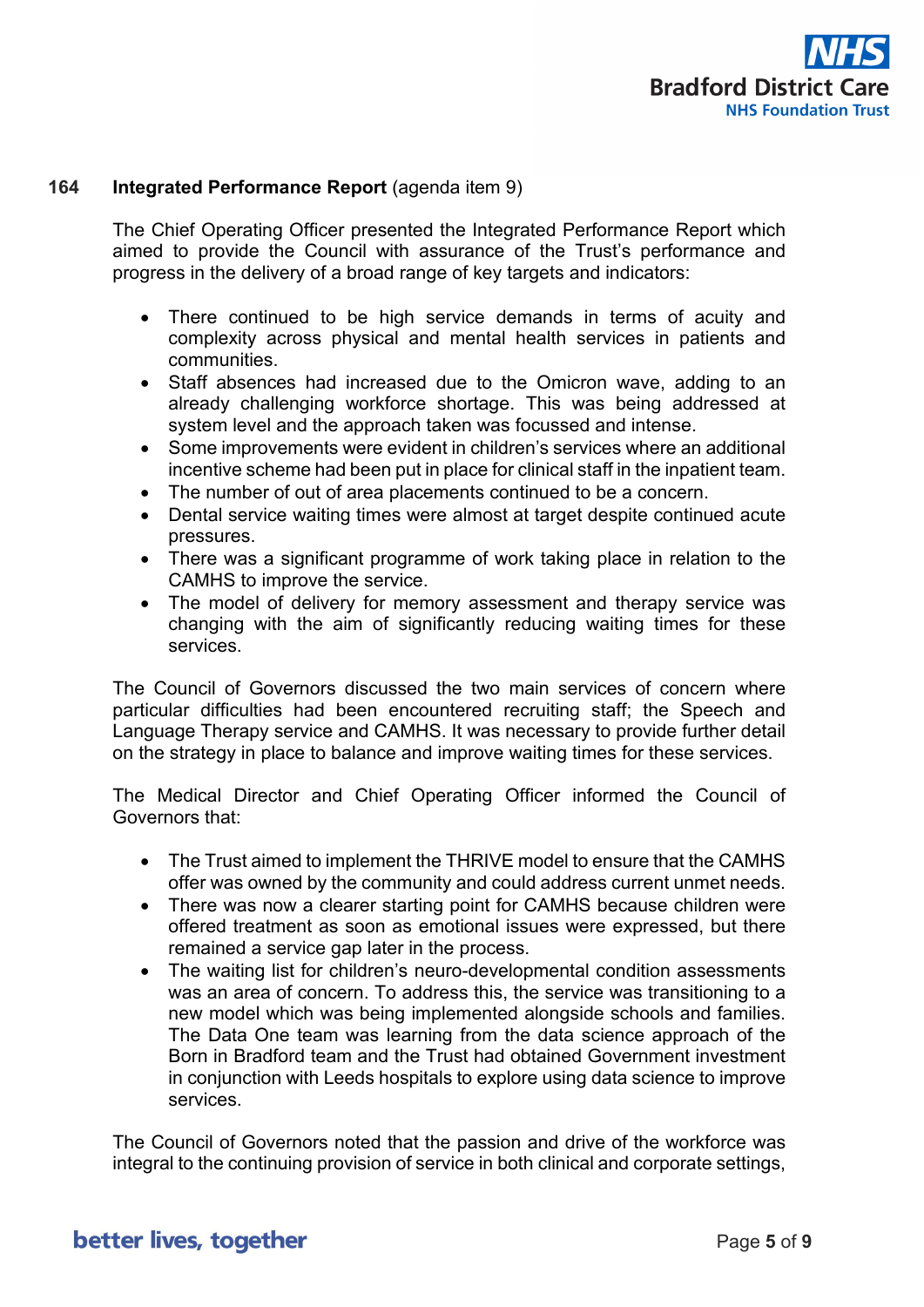**164 Integrated Performance Report** (agenda item 9)

The Chief Operating Officer presented the Integrated Performance Report which aimed to provide the Council with assurance of the Trust's performance and progress in the delivery of a broad range of key targets and indicators:

- There continued to be high service demands in terms of acuity and complexity across physical and mental health services in patients and communities.
- Staff absences had increased due to the Omicron wave, adding to an already challenging workforce shortage. This was being addressed at system level and the approach taken was focussed and intense.
- Some improvements were evident in children's services where an additional incentive scheme had been put in place for clinical staff in the inpatient team.
- The number of out of area placements continued to be a concern.
- Dental service waiting times were almost at target despite continued acute pressures.
- There was a significant programme of work taking place in relation to the CAMHS to improve the service.
- The model of delivery for memory assessment and therapy service was changing with the aim of significantly reducing waiting times for these services.

The Council of Governors discussed the two main services of concern where particular difficulties had been encountered recruiting staff; the Speech and Language Therapy service and CAMHS. It was necessary to provide further detail on the strategy in place to balance and improve waiting times for these services.

The Medical Director and Chief Operating Officer informed the Council of Governors that:

- The Trust aimed to implement the THRIVE model to ensure that the CAMHS offer was owned by the community and could address current unmet needs.
- There was now a clearer starting point for CAMHS because children were offered treatment as soon as emotional issues were expressed, but there remained a service gap later in the process.
- The waiting list for children's neuro-developmental condition assessments was an area of concern. To address this, the service was transitioning to a new model which was being implemented alongside schools and families. The Data One team was learning from the data science approach of the Born in Bradford team and the Trust had obtained Government investment in conjunction with Leeds hospitals to explore using data science to improve services.

The Council of Governors noted that the passion and drive of the workforce was integral to the continuing provision of service in both clinical and corporate settings,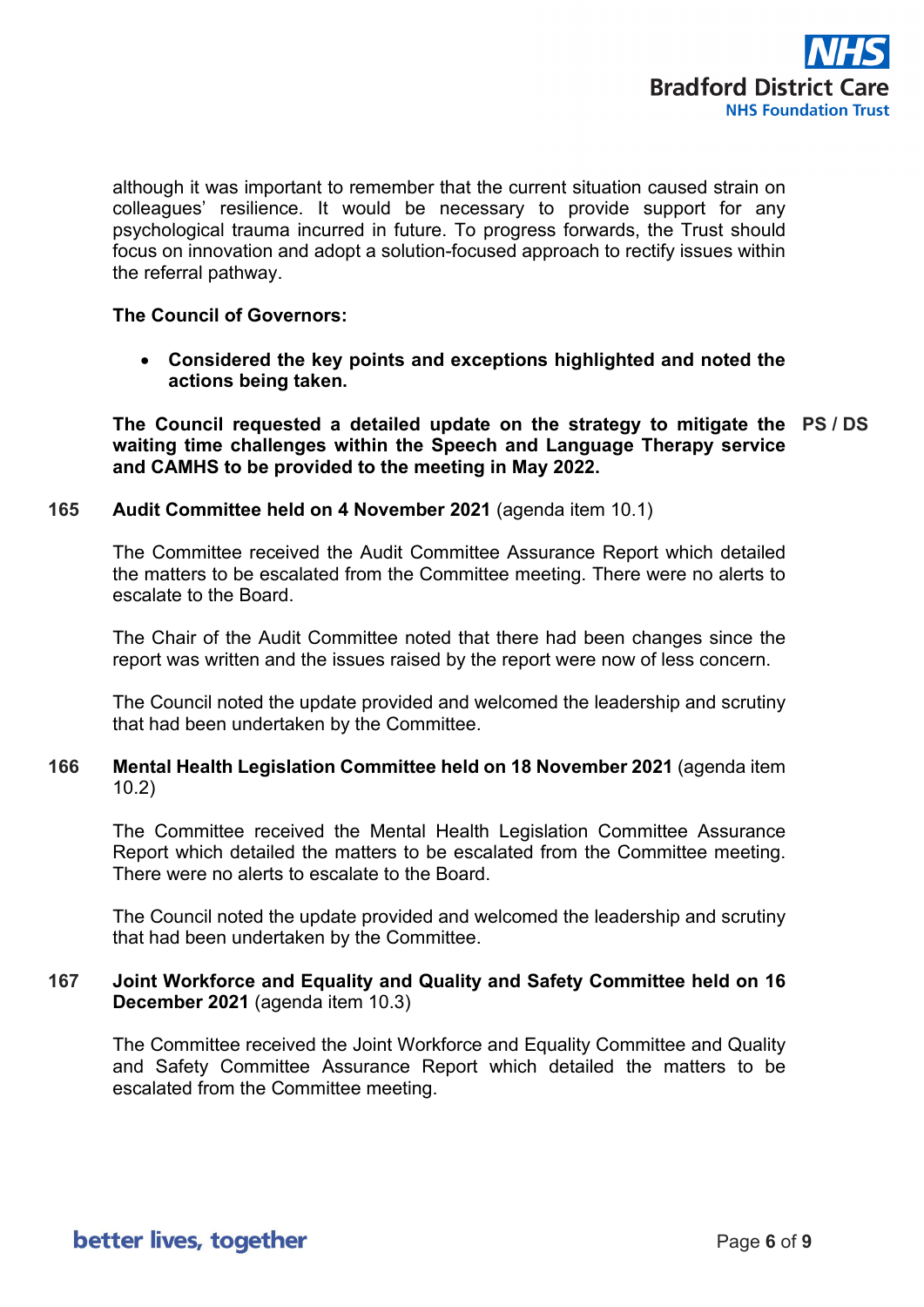although it was important to remember that the current situation caused strain on colleagues' resilience. It would be necessary to provide support for any psychological trauma incurred in future. To progress forwards, the Trust should focus on innovation and adopt a solution-focused approach to rectify issues within the referral pathway.

**The Council of Governors:**

- **Considered the key points and exceptions highlighted and noted the actions being taken.**

**The Council requested a detailed update on the strategy to mitigate the waiting time challenges within the Speech and Language Therapy service and CAMHS to be provided to the meeting in May 2022.** **PS / DS**

**165 Audit Committee held on 4 November 2021** (agenda item 10.1)

The Committee received the Audit Committee Assurance Report which detailed the matters to be escalated from the Committee meeting. There were no alerts to escalate to the Board.

The Chair of the Audit Committee noted that there had been changes since the report was written and the issues raised by the report were now of less concern.

The Council noted the update provided and welcomed the leadership and scrutiny that had been undertaken by the Committee.

**166 Mental Health Legislation Committee held on 18 November 2021** (agenda item 10.2)

The Committee received the Mental Health Legislation Committee Assurance Report which detailed the matters to be escalated from the Committee meeting. There were no alerts to escalate to the Board.

The Council noted the update provided and welcomed the leadership and scrutiny that had been undertaken by the Committee.

**167 Joint Workforce and Equality and Quality and Safety Committee held on 16 December 2021** (agenda item 10.3)

The Committee received the Joint Workforce and Equality Committee and Quality and Safety Committee Assurance Report which detailed the matters to be escalated from the Committee meeting.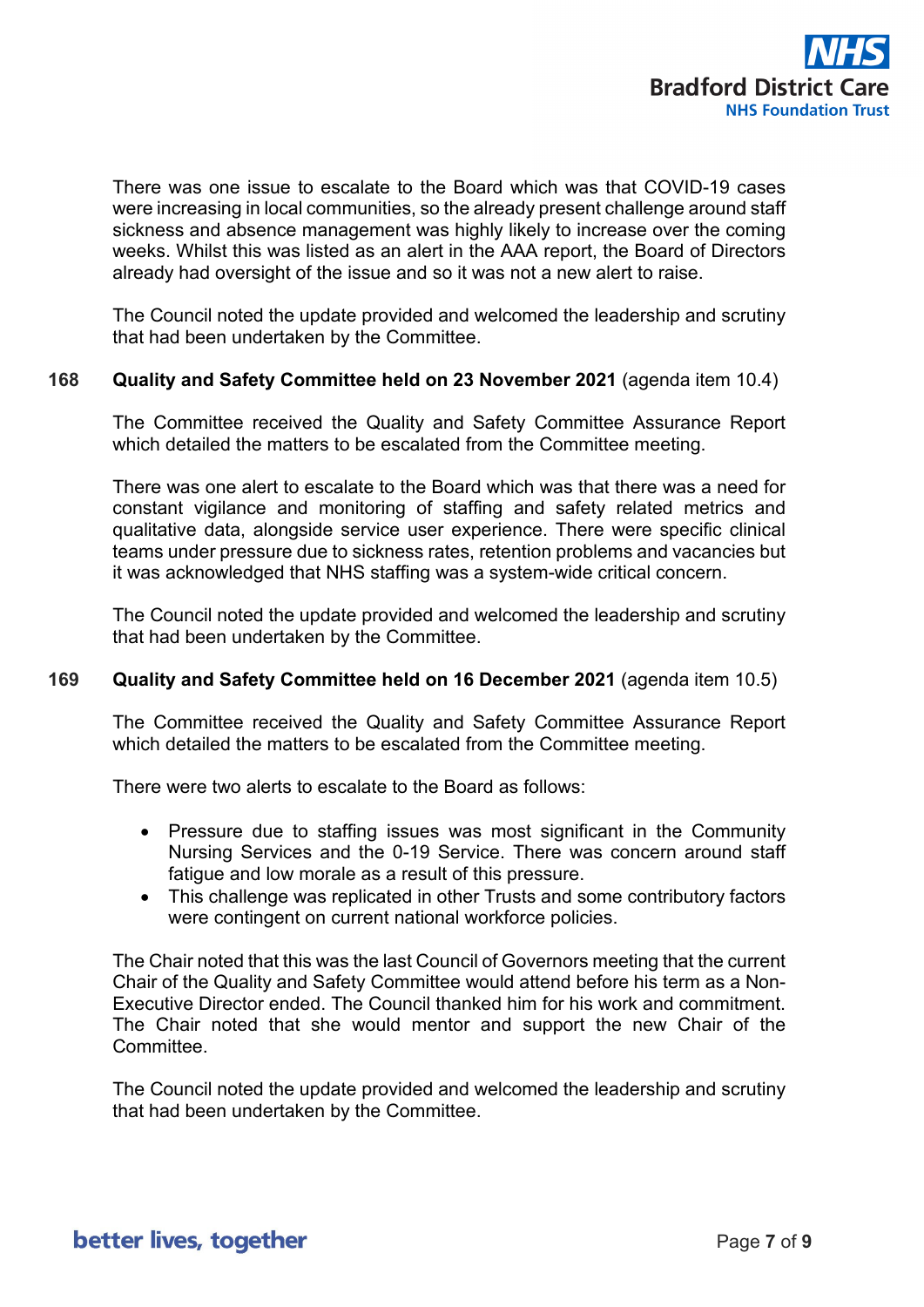There was one issue to escalate to the Board which was that COVID-19 cases were increasing in local communities, so the already present challenge around staff sickness and absence management was highly likely to increase over the coming weeks. Whilst this was listed as an alert in the AAA report, the Board of Directors already had oversight of the issue and so it was not a new alert to raise.

The Council noted the update provided and welcomed the leadership and scrutiny that had been undertaken by the Committee.

**168 Quality and Safety Committee held on 23 November 2021** (agenda item 10.4)

The Committee received the Quality and Safety Committee Assurance Report which detailed the matters to be escalated from the Committee meeting.

There was one alert to escalate to the Board which was that there was a need for constant vigilance and monitoring of staffing and safety related metrics and qualitative data, alongside service user experience. There were specific clinical teams under pressure due to sickness rates, retention problems and vacancies but it was acknowledged that NHS staffing was a system-wide critical concern.

The Council noted the update provided and welcomed the leadership and scrutiny that had been undertaken by the Committee.

**169 Quality and Safety Committee held on 16 December 2021** (agenda item 10.5)

The Committee received the Quality and Safety Committee Assurance Report which detailed the matters to be escalated from the Committee meeting.

There were two alerts to escalate to the Board as follows:

- Pressure due to staffing issues was most significant in the Community Nursing Services and the 0-19 Service. There was concern around staff fatigue and low morale as a result of this pressure.
- This challenge was replicated in other Trusts and some contributory factors were contingent on current national workforce policies.

The Chair noted that this was the last Council of Governors meeting that the current Chair of the Quality and Safety Committee would attend before his term as a Non-Executive Director ended. The Council thanked him for his work and commitment. The Chair noted that she would mentor and support the new Chair of the Committee.

The Council noted the update provided and welcomed the leadership and scrutiny that had been undertaken by the Committee.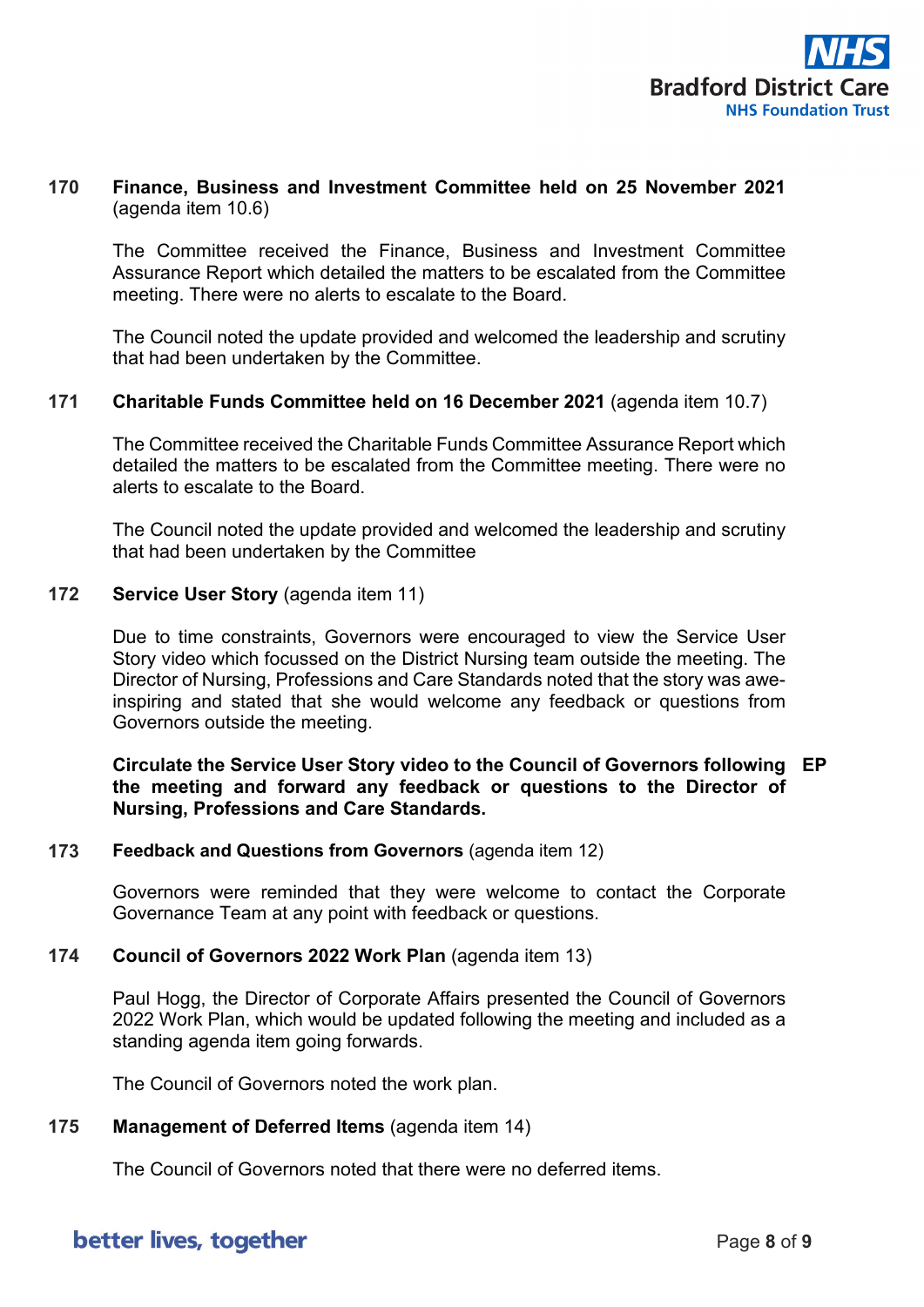**170 Finance, Business and Investment Committee held on 25 November 2021** (agenda item 10.6)

The Committee received the Finance, Business and Investment Committee Assurance Report which detailed the matters to be escalated from the Committee meeting. There were no alerts to escalate to the Board.

The Council noted the update provided and welcomed the leadership and scrutiny that had been undertaken by the Committee.

**171 Charitable Funds Committee held on 16 December 2021** (agenda item 10.7)

The Committee received the Charitable Funds Committee Assurance Report which detailed the matters to be escalated from the Committee meeting. There were no alerts to escalate to the Board.

The Council noted the update provided and welcomed the leadership and scrutiny that had been undertaken by the Committee

**172 Service User Story** (agenda item 11)

Due to time constraints, Governors were encouraged to view the Service User Story video which focussed on the District Nursing team outside the meeting. The Director of Nursing, Professions and Care Standards noted that the story was awe-inspiring and stated that she would welcome any feedback or questions from Governors outside the meeting.

**Circulate the Service User Story video to the Council of Governors following the meeting and forward any feedback or questions to the Director of Nursing, Professions and Care Standards.** **EP**

**173 Feedback and Questions from Governors** (agenda item 12)

Governors were reminded that they were welcome to contact the Corporate Governance Team at any point with feedback or questions.

**174 Council of Governors 2022 Work Plan** (agenda item 13)

Paul Hogg, the Director of Corporate Affairs presented the Council of Governors 2022 Work Plan, which would be updated following the meeting and included as a standing agenda item going forwards.

The Council of Governors noted the work plan.

**175 Management of Deferred Items** (agenda item 14)

The Council of Governors noted that there were no deferred items.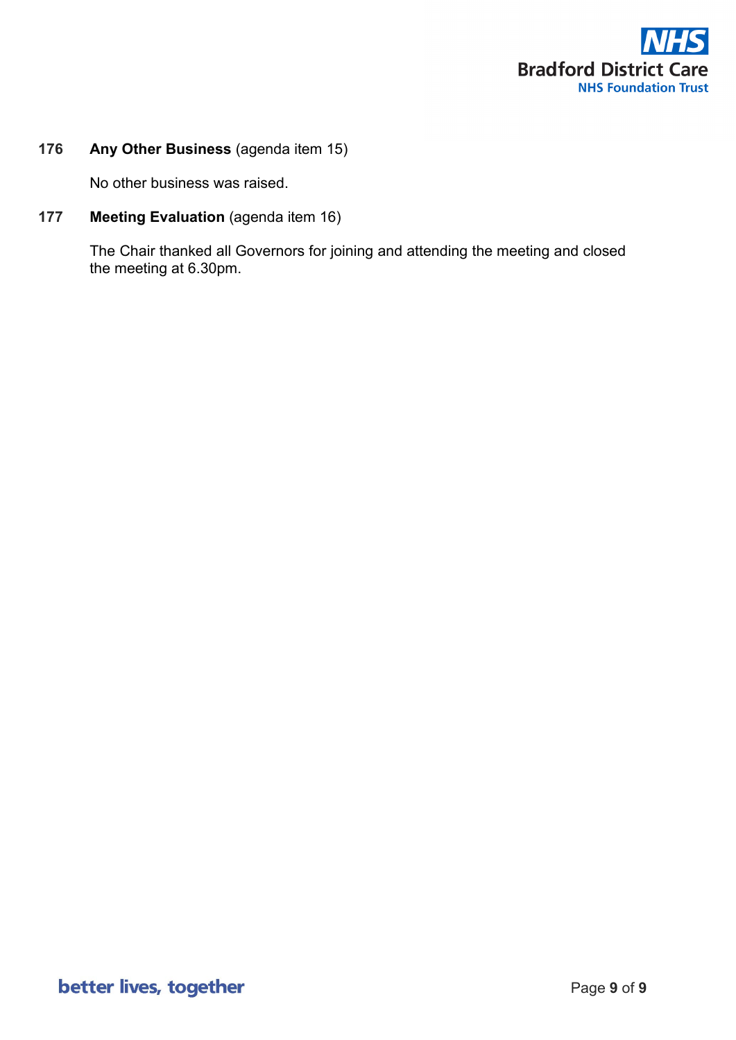**176 Any Other Business** (agenda item 15)

No other business was raised.

**177 Meeting Evaluation** (agenda item 16)

The Chair thanked all Governors for joining and attending the meeting and closed the meeting at 6.30pm.